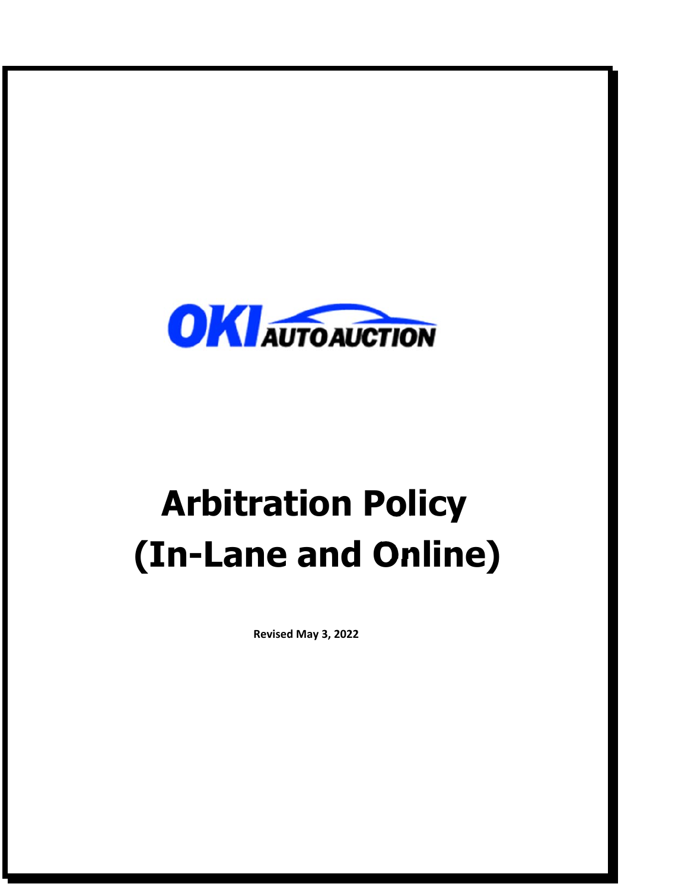OKI AUTO AUCTION

# Arbitration Policy (In-Lane and Online)

**Revised May 3, 2022**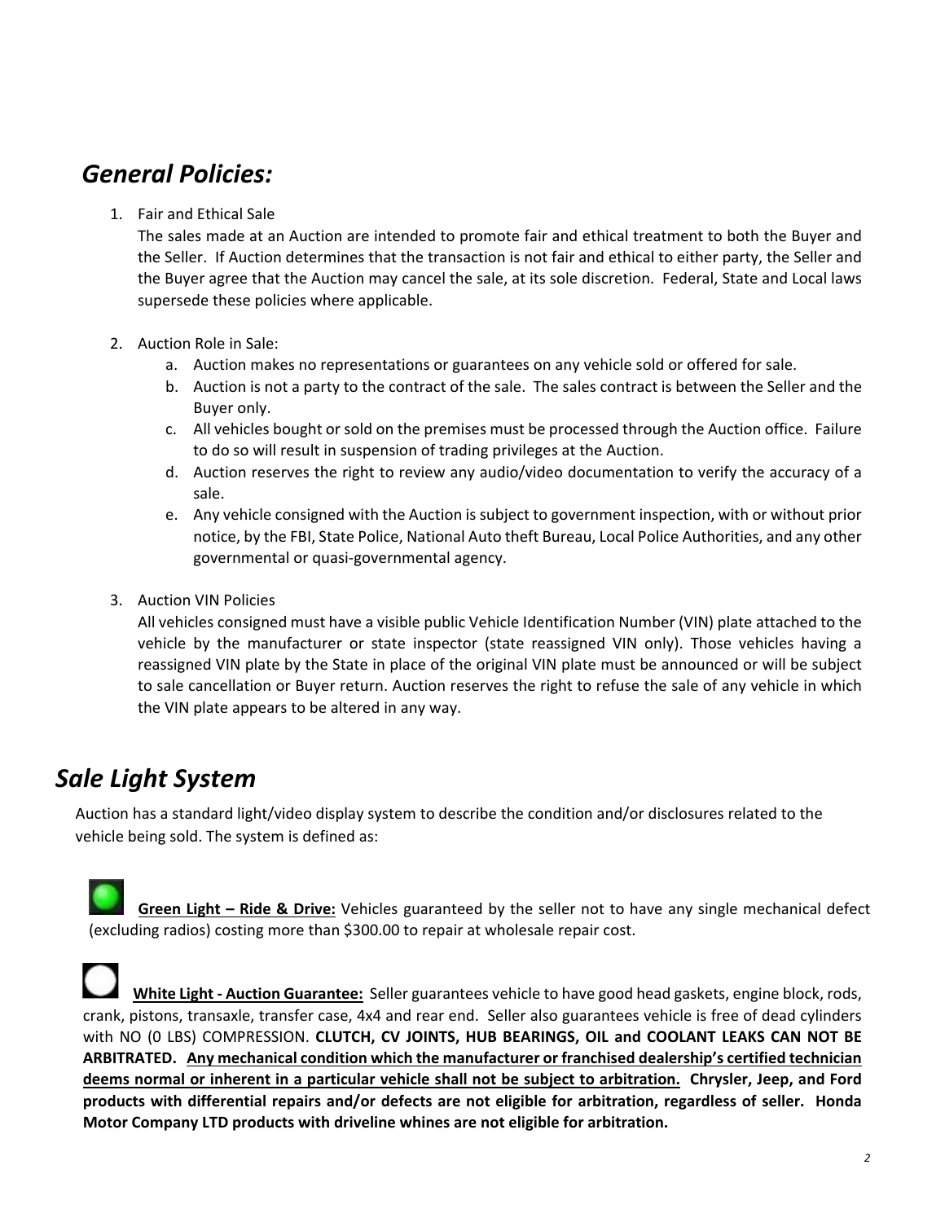## *General Policies:*

1. Fair and Ethical Sale
   The sales made at an Auction are intended to promote fair and ethical treatment to both the Buyer and the Seller. If Auction determines that the transaction is not fair and ethical to either party, the Seller and the Buyer agree that the Auction may cancel the sale, at its sole discretion. Federal, State and Local laws supersede these policies where applicable.

2. Auction Role in Sale:
   a. Auction makes no representations or guarantees on any vehicle sold or offered for sale.
   b. Auction is not a party to the contract of the sale. The sales contract is between the Seller and the Buyer only.
   c. All vehicles bought or sold on the premises must be processed through the Auction office. Failure to do so will result in suspension of trading privileges at the Auction.
   d. Auction reserves the right to review any audio/video documentation to verify the accuracy of a sale.
   e. Any vehicle consigned with the Auction is subject to government inspection, with or without prior notice, by the FBI, State Police, National Auto theft Bureau, Local Police Authorities, and any other governmental or quasi-governmental agency.

3. Auction VIN Policies
   All vehicles consigned must have a visible public Vehicle Identification Number (VIN) plate attached to the vehicle by the manufacturer or state inspector (state reassigned VIN only). Those vehicles having a reassigned VIN plate by the State in place of the original VIN plate must be announced or will be subject to sale cancellation or Buyer return. Auction reserves the right to refuse the sale of any vehicle in which the VIN plate appears to be altered in any way.

## *Sale Light System*

Auction has a standard light/video display system to describe the condition and/or disclosures related to the vehicle being sold. The system is defined as:

**<u>Green Light – Ride & Drive:</u>** Vehicles guaranteed by the seller not to have any single mechanical defect (excluding radios) costing more than $300.00 to repair at wholesale repair cost.

**<u>White Light - Auction Guarantee:</u>** Seller guarantees vehicle to have good head gaskets, engine block, rods, crank, pistons, transaxle, transfer case, 4x4 and rear end. Seller also guarantees vehicle is free of dead cylinders with NO (0 LBS) COMPRESSION. **CLUTCH, CV JOINTS, HUB BEARINGS, OIL and COOLANT LEAKS CAN NOT BE ARBITRATED.** **<u>Any mechanical condition which the manufacturer or franchised dealership's certified technician deems normal or inherent in a particular vehicle shall not be subject to arbitration.</u>** **Chrysler, Jeep, and Ford products with differential repairs and/or defects are not eligible for arbitration, regardless of seller. Honda Motor Company LTD products with driveline whines are not eligible for arbitration.**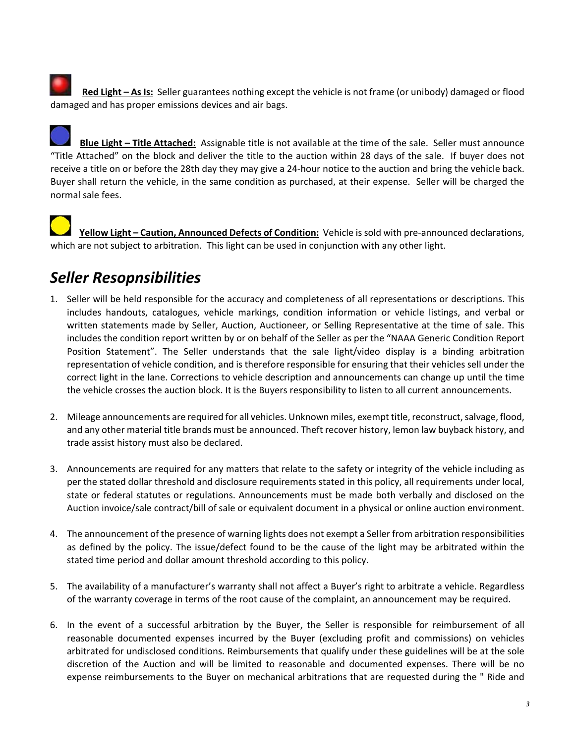**Red Light – As Is:** Seller guarantees nothing except the vehicle is not frame (or unibody) damaged or flood damaged and has proper emissions devices and air bags.

**Blue Light – Title Attached:** Assignable title is not available at the time of the sale. Seller must announce "Title Attached" on the block and deliver the title to the auction within 28 days of the sale. If buyer does not receive a title on or before the 28th day they may give a 24-hour notice to the auction and bring the vehicle back. Buyer shall return the vehicle, in the same condition as purchased, at their expense. Seller will be charged the normal sale fees.

**Yellow Light – Caution, Announced Defects of Condition:** Vehicle is sold with pre-announced declarations, which are not subject to arbitration. This light can be used in conjunction with any other light.

## *Seller Resopnsibilities*

1. Seller will be held responsible for the accuracy and completeness of all representations or descriptions. This includes handouts, catalogues, vehicle markings, condition information or vehicle listings, and verbal or written statements made by Seller, Auction, Auctioneer, or Selling Representative at the time of sale. This includes the condition report written by or on behalf of the Seller as per the "NAAA Generic Condition Report Position Statement". The Seller understands that the sale light/video display is a binding arbitration representation of vehicle condition, and is therefore responsible for ensuring that their vehicles sell under the correct light in the lane. Corrections to vehicle description and announcements can change up until the time the vehicle crosses the auction block. It is the Buyers responsibility to listen to all current announcements.

2. Mileage announcements are required for all vehicles. Unknown miles, exempt title, reconstruct, salvage, flood, and any other material title brands must be announced. Theft recover history, lemon law buyback history, and trade assist history must also be declared.

3. Announcements are required for any matters that relate to the safety or integrity of the vehicle including as per the stated dollar threshold and disclosure requirements stated in this policy, all requirements under local, state or federal statutes or regulations. Announcements must be made both verbally and disclosed on the Auction invoice/sale contract/bill of sale or equivalent document in a physical or online auction environment.

4. The announcement of the presence of warning lights does not exempt a Seller from arbitration responsibilities as defined by the policy. The issue/defect found to be the cause of the light may be arbitrated within the stated time period and dollar amount threshold according to this policy.

5. The availability of a manufacturer's warranty shall not affect a Buyer's right to arbitrate a vehicle. Regardless of the warranty coverage in terms of the root cause of the complaint, an announcement may be required.

6. In the event of a successful arbitration by the Buyer, the Seller is responsible for reimbursement of all reasonable documented expenses incurred by the Buyer (excluding profit and commissions) on vehicles arbitrated for undisclosed conditions. Reimbursements that qualify under these guidelines will be at the sole discretion of the Auction and will be limited to reasonable and documented expenses. There will be no expense reimbursements to the Buyer on mechanical arbitrations that are requested during the " Ride and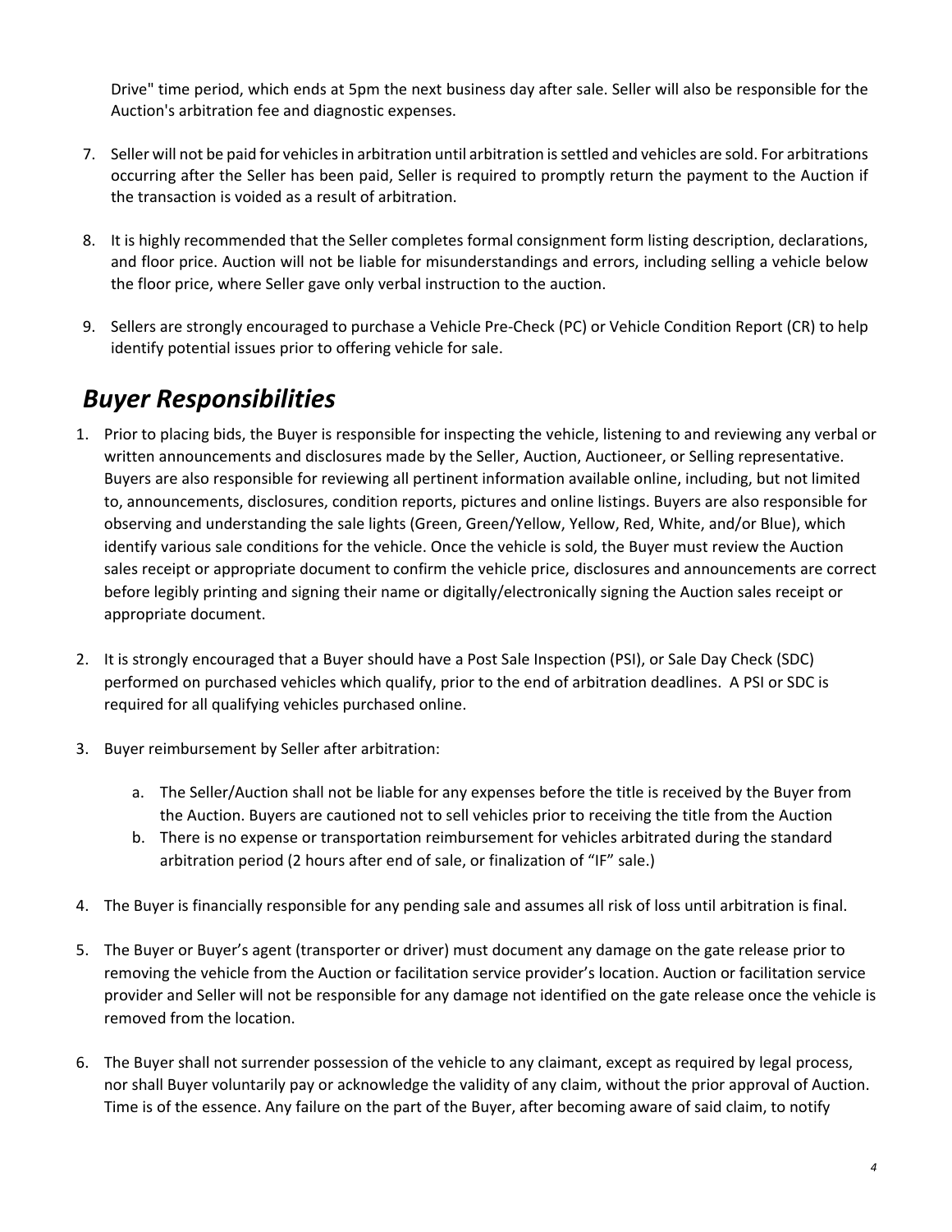Drive" time period, which ends at 5pm the next business day after sale. Seller will also be responsible for the Auction's arbitration fee and diagnostic expenses.

7. Seller will not be paid for vehicles in arbitration until arbitration is settled and vehicles are sold. For arbitrations occurring after the Seller has been paid, Seller is required to promptly return the payment to the Auction if the transaction is voided as a result of arbitration.

8. It is highly recommended that the Seller completes formal consignment form listing description, declarations, and floor price. Auction will not be liable for misunderstandings and errors, including selling a vehicle below the floor price, where Seller gave only verbal instruction to the auction.

9. Sellers are strongly encouraged to purchase a Vehicle Pre-Check (PC) or Vehicle Condition Report (CR) to help identify potential issues prior to offering vehicle for sale.

## *Buyer Responsibilities*

1. Prior to placing bids, the Buyer is responsible for inspecting the vehicle, listening to and reviewing any verbal or written announcements and disclosures made by the Seller, Auction, Auctioneer, or Selling representative. Buyers are also responsible for reviewing all pertinent information available online, including, but not limited to, announcements, disclosures, condition reports, pictures and online listings. Buyers are also responsible for observing and understanding the sale lights (Green, Green/Yellow, Yellow, Red, White, and/or Blue), which identify various sale conditions for the vehicle. Once the vehicle is sold, the Buyer must review the Auction sales receipt or appropriate document to confirm the vehicle price, disclosures and announcements are correct before legibly printing and signing their name or digitally/electronically signing the Auction sales receipt or appropriate document.

2. It is strongly encouraged that a Buyer should have a Post Sale Inspection (PSI), or Sale Day Check (SDC) performed on purchased vehicles which qualify, prior to the end of arbitration deadlines. A PSI or SDC is required for all qualifying vehicles purchased online.

3. Buyer reimbursement by Seller after arbitration:

    a. The Seller/Auction shall not be liable for any expenses before the title is received by the Buyer from the Auction. Buyers are cautioned not to sell vehicles prior to receiving the title from the Auction
    b. There is no expense or transportation reimbursement for vehicles arbitrated during the standard arbitration period (2 hours after end of sale, or finalization of "IF" sale.)

4. The Buyer is financially responsible for any pending sale and assumes all risk of loss until arbitration is final.

5. The Buyer or Buyer's agent (transporter or driver) must document any damage on the gate release prior to removing the vehicle from the Auction or facilitation service provider's location. Auction or facilitation service provider and Seller will not be responsible for any damage not identified on the gate release once the vehicle is removed from the location.

6. The Buyer shall not surrender possession of the vehicle to any claimant, except as required by legal process, nor shall Buyer voluntarily pay or acknowledge the validity of any claim, without the prior approval of Auction. Time is of the essence. Any failure on the part of the Buyer, after becoming aware of said claim, to notify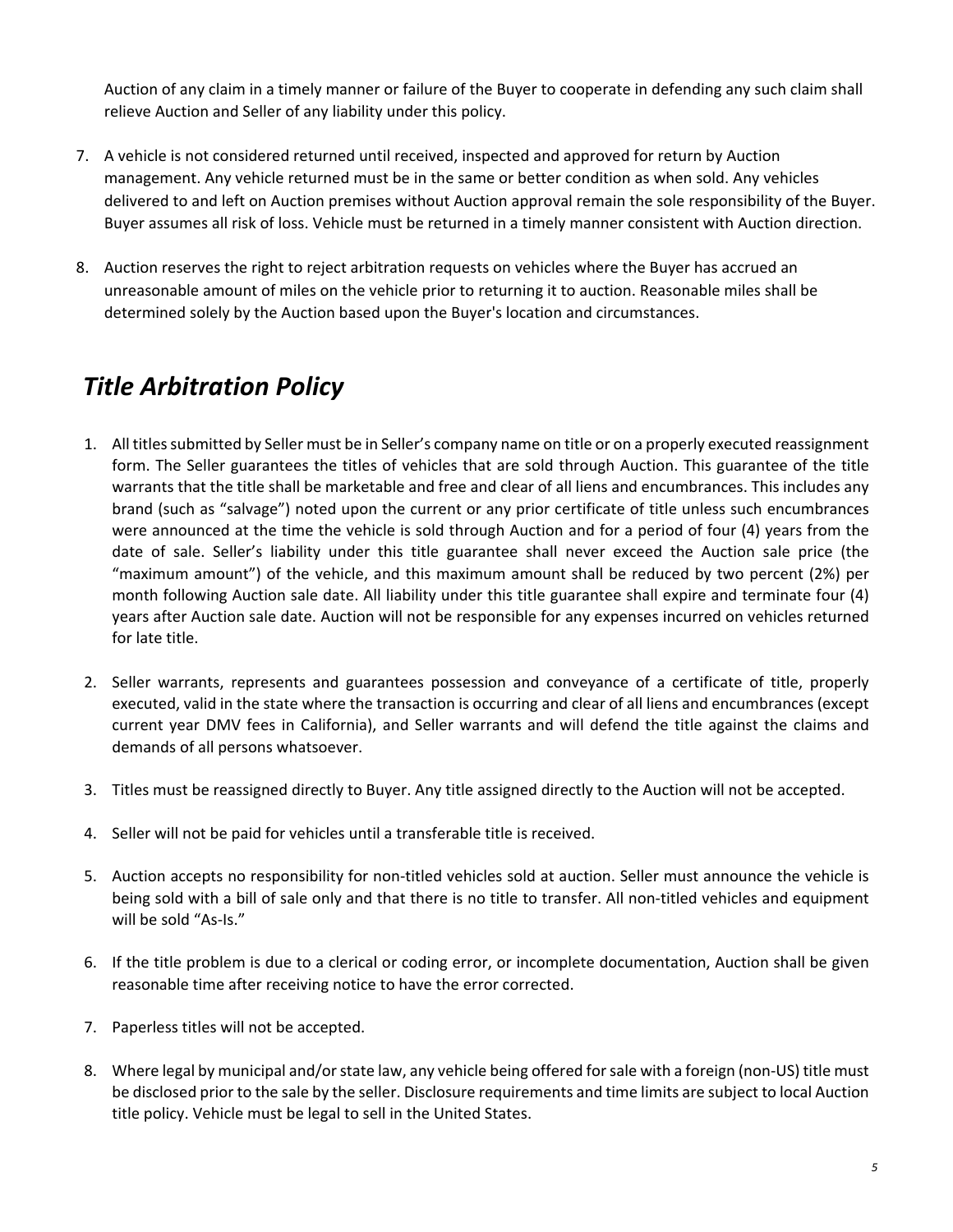Auction of any claim in a timely manner or failure of the Buyer to cooperate in defending any such claim shall relieve Auction and Seller of any liability under this policy.

7. A vehicle is not considered returned until received, inspected and approved for return by Auction management. Any vehicle returned must be in the same or better condition as when sold. Any vehicles delivered to and left on Auction premises without Auction approval remain the sole responsibility of the Buyer. Buyer assumes all risk of loss. Vehicle must be returned in a timely manner consistent with Auction direction.

8. Auction reserves the right to reject arbitration requests on vehicles where the Buyer has accrued an unreasonable amount of miles on the vehicle prior to returning it to auction. Reasonable miles shall be determined solely by the Auction based upon the Buyer's location and circumstances.

## *Title Arbitration Policy*

1. All titles submitted by Seller must be in Seller's company name on title or on a properly executed reassignment form. The Seller guarantees the titles of vehicles that are sold through Auction. This guarantee of the title warrants that the title shall be marketable and free and clear of all liens and encumbrances. This includes any brand (such as "salvage") noted upon the current or any prior certificate of title unless such encumbrances were announced at the time the vehicle is sold through Auction and for a period of four (4) years from the date of sale. Seller's liability under this title guarantee shall never exceed the Auction sale price (the "maximum amount") of the vehicle, and this maximum amount shall be reduced by two percent (2%) per month following Auction sale date. All liability under this title guarantee shall expire and terminate four (4) years after Auction sale date. Auction will not be responsible for any expenses incurred on vehicles returned for late title.

2. Seller warrants, represents and guarantees possession and conveyance of a certificate of title, properly executed, valid in the state where the transaction is occurring and clear of all liens and encumbrances (except current year DMV fees in California), and Seller warrants and will defend the title against the claims and demands of all persons whatsoever.

3. Titles must be reassigned directly to Buyer. Any title assigned directly to the Auction will not be accepted.

4. Seller will not be paid for vehicles until a transferable title is received.

5. Auction accepts no responsibility for non-titled vehicles sold at auction. Seller must announce the vehicle is being sold with a bill of sale only and that there is no title to transfer. All non-titled vehicles and equipment will be sold "As-Is."

6. If the title problem is due to a clerical or coding error, or incomplete documentation, Auction shall be given reasonable time after receiving notice to have the error corrected.

7. Paperless titles will not be accepted.

8. Where legal by municipal and/or state law, any vehicle being offered for sale with a foreign (non-US) title must be disclosed prior to the sale by the seller. Disclosure requirements and time limits are subject to local Auction title policy. Vehicle must be legal to sell in the United States.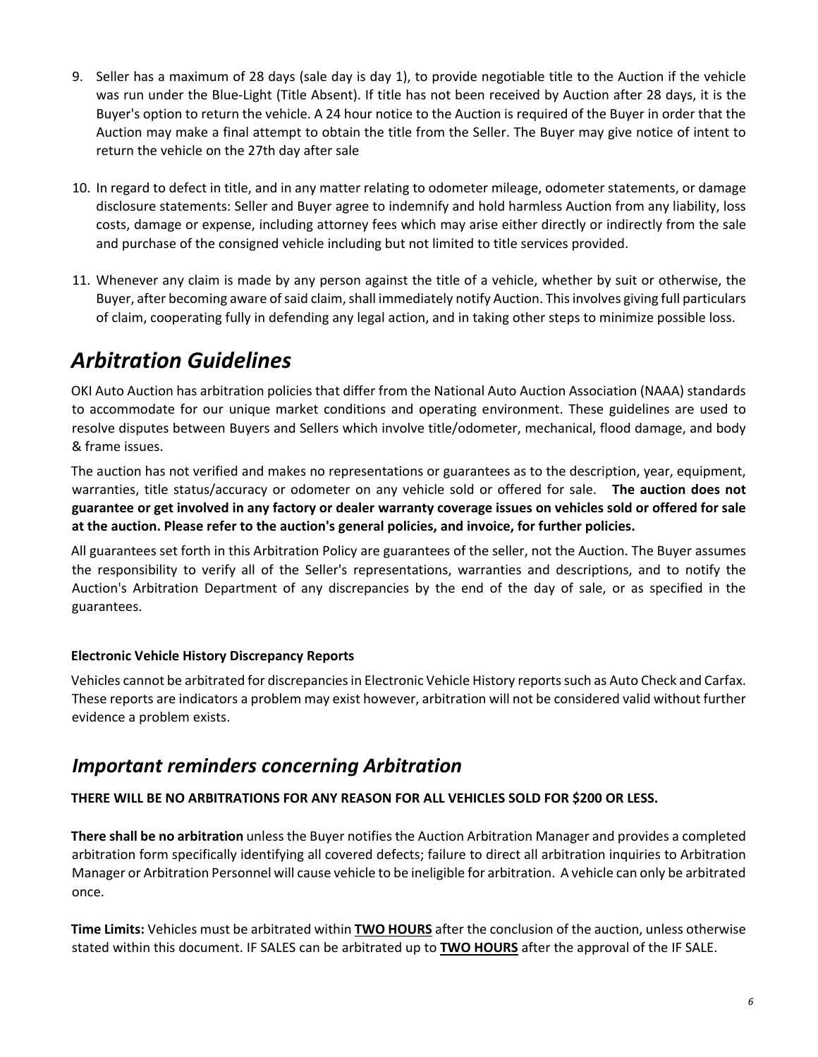9. Seller has a maximum of 28 days (sale day is day 1), to provide negotiable title to the Auction if the vehicle was run under the Blue-Light (Title Absent). If title has not been received by Auction after 28 days, it is the Buyer's option to return the vehicle. A 24 hour notice to the Auction is required of the Buyer in order that the Auction may make a final attempt to obtain the title from the Seller. The Buyer may give notice of intent to return the vehicle on the 27th day after sale

10. In regard to defect in title, and in any matter relating to odometer mileage, odometer statements, or damage disclosure statements: Seller and Buyer agree to indemnify and hold harmless Auction from any liability, loss costs, damage or expense, including attorney fees which may arise either directly or indirectly from the sale and purchase of the consigned vehicle including but not limited to title services provided.

11. Whenever any claim is made by any person against the title of a vehicle, whether by suit or otherwise, the Buyer, after becoming aware of said claim, shall immediately notify Auction. This involves giving full particulars of claim, cooperating fully in defending any legal action, and in taking other steps to minimize possible loss.

# *Arbitration Guidelines*

OKI Auto Auction has arbitration policies that differ from the National Auto Auction Association (NAAA) standards to accommodate for our unique market conditions and operating environment. These guidelines are used to resolve disputes between Buyers and Sellers which involve title/odometer, mechanical, flood damage, and body & frame issues.

The auction has not verified and makes no representations or guarantees as to the description, year, equipment, warranties, title status/accuracy or odometer on any vehicle sold or offered for sale. **The auction does not guarantee or get involved in any factory or dealer warranty coverage issues on vehicles sold or offered for sale at the auction. Please refer to the auction's general policies, and invoice, for further policies.**

All guarantees set forth in this Arbitration Policy are guarantees of the seller, not the Auction. The Buyer assumes the responsibility to verify all of the Seller's representations, warranties and descriptions, and to notify the Auction's Arbitration Department of any discrepancies by the end of the day of sale, or as specified in the guarantees.

#### Electronic Vehicle History Discrepancy Reports

Vehicles cannot be arbitrated for discrepancies in Electronic Vehicle History reports such as Auto Check and Carfax. These reports are indicators a problem may exist however, arbitration will not be considered valid without further evidence a problem exists.

## *Important reminders concerning Arbitration*

**THERE WILL BE NO ARBITRATIONS FOR ANY REASON FOR ALL VEHICLES SOLD FOR $200 OR LESS.**

**There shall be no arbitration** unless the Buyer notifies the Auction Arbitration Manager and provides a completed arbitration form specifically identifying all covered defects; failure to direct all arbitration inquiries to Arbitration Manager or Arbitration Personnel will cause vehicle to be ineligible for arbitration. A vehicle can only be arbitrated once.

**Time Limits:** Vehicles must be arbitrated within **<u>TWO HOURS</u>** after the conclusion of the auction, unless otherwise stated within this document. IF SALES can be arbitrated up to **<u>TWO HOURS</u>** after the approval of the IF SALE.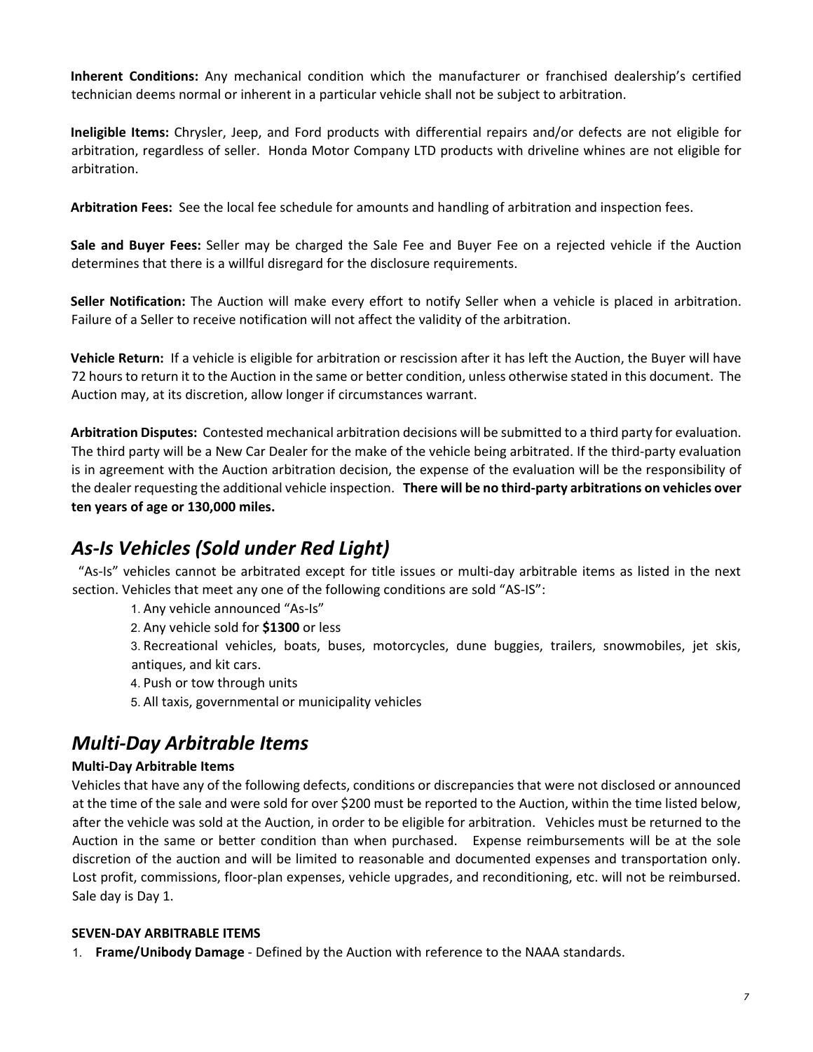**Inherent Conditions:** Any mechanical condition which the manufacturer or franchised dealership's certified technician deems normal or inherent in a particular vehicle shall not be subject to arbitration.

**Ineligible Items:** Chrysler, Jeep, and Ford products with differential repairs and/or defects are not eligible for arbitration, regardless of seller. Honda Motor Company LTD products with driveline whines are not eligible for arbitration.

**Arbitration Fees:** See the local fee schedule for amounts and handling of arbitration and inspection fees.

**Sale and Buyer Fees:** Seller may be charged the Sale Fee and Buyer Fee on a rejected vehicle if the Auction determines that there is a willful disregard for the disclosure requirements.

**Seller Notification:** The Auction will make every effort to notify Seller when a vehicle is placed in arbitration. Failure of a Seller to receive notification will not affect the validity of the arbitration.

**Vehicle Return:** If a vehicle is eligible for arbitration or rescission after it has left the Auction, the Buyer will have 72 hours to return it to the Auction in the same or better condition, unless otherwise stated in this document. The Auction may, at its discretion, allow longer if circumstances warrant.

**Arbitration Disputes:** Contested mechanical arbitration decisions will be submitted to a third party for evaluation. The third party will be a New Car Dealer for the make of the vehicle being arbitrated. If the third-party evaluation is in agreement with the Auction arbitration decision, the expense of the evaluation will be the responsibility of the dealer requesting the additional vehicle inspection. **There will be no third-party arbitrations on vehicles over ten years of age or 130,000 miles.**

## *As-Is Vehicles (Sold under Red Light)*

"As-Is" vehicles cannot be arbitrated except for title issues or multi-day arbitrable items as listed in the next section. Vehicles that meet any one of the following conditions are sold "AS-IS":

1. Any vehicle announced "As-Is"
2. Any vehicle sold for **$1300** or less
3. Recreational vehicles, boats, buses, motorcycles, dune buggies, trailers, snowmobiles, jet skis, antiques, and kit cars.
4. Push or tow through units
5. All taxis, governmental or municipality vehicles

## *Multi-Day Arbitrable Items*

**Multi-Day Arbitrable Items**

Vehicles that have any of the following defects, conditions or discrepancies that were not disclosed or announced at the time of the sale and were sold for over $200 must be reported to the Auction, within the time listed below, after the vehicle was sold at the Auction, in order to be eligible for arbitration. Vehicles must be returned to the Auction in the same or better condition than when purchased. Expense reimbursements will be at the sole discretion of the auction and will be limited to reasonable and documented expenses and transportation only. Lost profit, commissions, floor-plan expenses, vehicle upgrades, and reconditioning, etc. will not be reimbursed. Sale day is Day 1.

**SEVEN-DAY ARBITRABLE ITEMS**

1. **Frame/Unibody Damage** - Defined by the Auction with reference to the NAAA standards.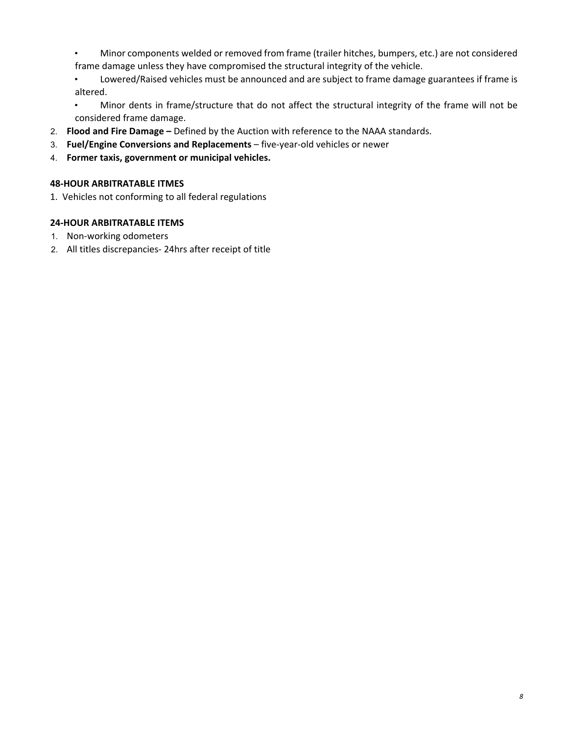- Minor components welded or removed from frame (trailer hitches, bumpers, etc.) are not considered frame damage unless they have compromised the structural integrity of the vehicle.
- Lowered/Raised vehicles must be announced and are subject to frame damage guarantees if frame is altered.
- Minor dents in frame/structure that do not affect the structural integrity of the frame will not be considered frame damage.

2. **Flood and Fire Damage –** Defined by the Auction with reference to the NAAA standards.
3. **Fuel/Engine Conversions and Replacements** – five-year-old vehicles or newer
4. **Former taxis, government or municipal vehicles.**

**48-HOUR ARBITRATABLE ITMES**

1. Vehicles not conforming to all federal regulations

**24-HOUR ARBITRATABLE ITEMS**

1. Non-working odometers
2. All titles discrepancies- 24hrs after receipt of title